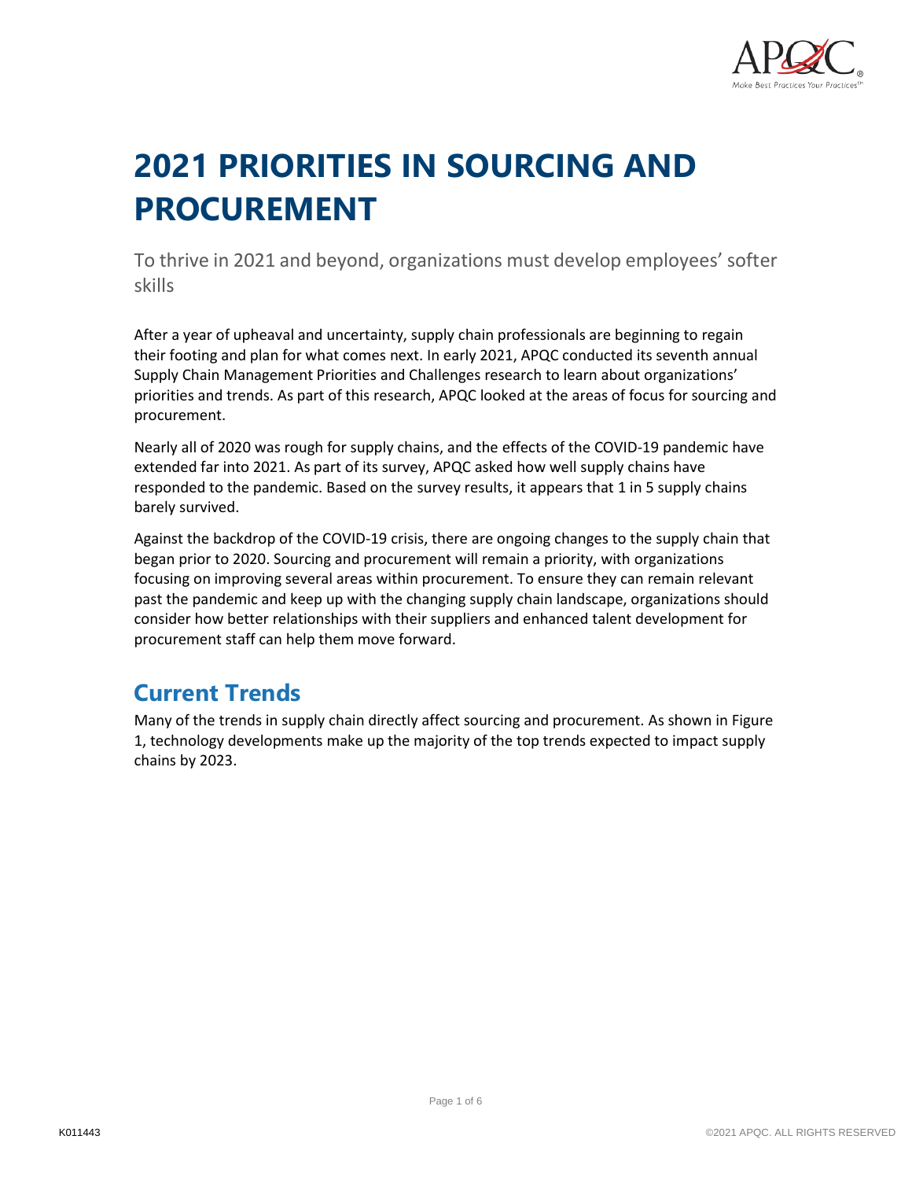# 2021 PRIORITIES IN SOURCING AND PROCUREMENT

To thrive in 2021 and beyond, organizations must develop employees' softer skills

After a year of upheaval and uncertainty, supply chain professionals are beginning to regain their footing and plan for what comes next. In early 2021, APQC conducted its seventh annual Supply Chain Management Priorities and Challenges research to learn about organizations' priorities and trends. As part of this research, APQC looked at the areas of focus for sourcing and procurement.

Nearly all of 2020 was rough for supply chains, and the effects of the COVID-19 pandemic have extended far into 2021. As part of its survey, APQC asked how well supply chains have responded to the pandemic. Based on the survey results, it appears that 1 in 5 supply chains barely survived.

Against the backdrop of the COVID-19 crisis, there are ongoing changes to the supply chain that began prior to 2020. Sourcing and procurement will remain a priority, with organizations focusing on improving several areas within procurement. To ensure they can remain relevant past the pandemic and keep up with the changing supply chain landscape, organizations should consider how better relationships with their suppliers and enhanced talent development for procurement staff can help them move forward.

## Current Trends

Many of the trends in supply chain directly affect sourcing and procurement. As shown in Figure 1, technology developments make up the majority of the top trends expected to impact supply chains by 2023.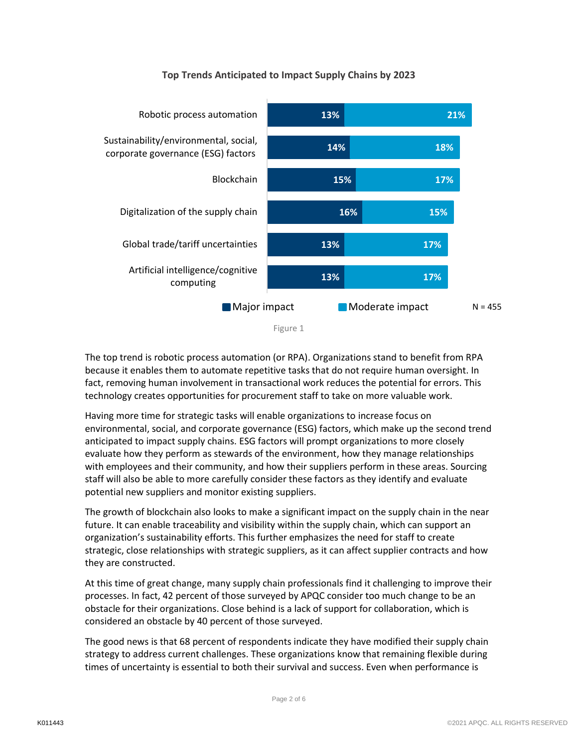**Top Trends Anticipated to Impact Supply Chains by 2023**

| Trend | Major impact | Moderate impact |
|---|---|---|
| Robotic process automation | 13% | 21% |
| Sustainability/environmental, social, corporate governance (ESG) factors | 14% | 18% |
| Blockchain | 15% | 17% |
| Digitalization of the supply chain | 16% | 15% |
| Global trade/tariff uncertainties | 13% | 17% |
| Artificial intelligence/cognitive computing | 13% | 17% |

N = 455

Figure 1

The top trend is robotic process automation (or RPA). Organizations stand to benefit from RPA because it enables them to automate repetitive tasks that do not require human oversight. In fact, removing human involvement in transactional work reduces the potential for errors. This technology creates opportunities for procurement staff to take on more valuable work.

Having more time for strategic tasks will enable organizations to increase focus on environmental, social, and corporate governance (ESG) factors, which make up the second trend anticipated to impact supply chains. ESG factors will prompt organizations to more closely evaluate how they perform as stewards of the environment, how they manage relationships with employees and their community, and how their suppliers perform in these areas. Sourcing staff will also be able to more carefully consider these factors as they identify and evaluate potential new suppliers and monitor existing suppliers.

The growth of blockchain also looks to make a significant impact on the supply chain in the near future. It can enable traceability and visibility within the supply chain, which can support an organization's sustainability efforts. This further emphasizes the need for staff to create strategic, close relationships with strategic suppliers, as it can affect supplier contracts and how they are constructed.

At this time of great change, many supply chain professionals find it challenging to improve their processes. In fact, 42 percent of those surveyed by APQC consider too much change to be an obstacle for their organizations. Close behind is a lack of support for collaboration, which is considered an obstacle by 40 percent of those surveyed.

The good news is that 68 percent of respondents indicate they have modified their supply chain strategy to address current challenges. These organizations know that remaining flexible during times of uncertainty is essential to both their survival and success. Even when performance is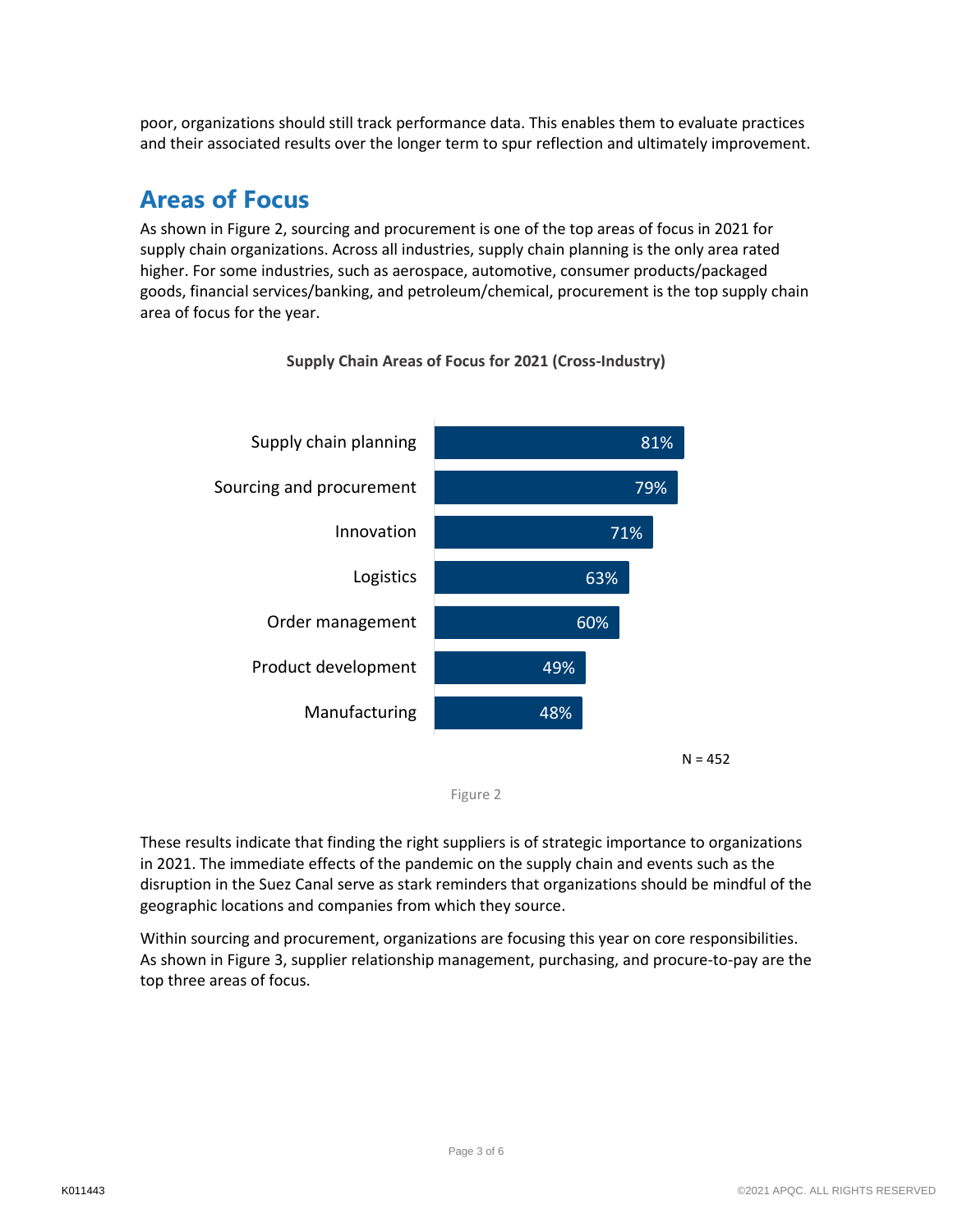poor, organizations should still track performance data. This enables them to evaluate practices and their associated results over the longer term to spur reflection and ultimately improvement.

## Areas of Focus

As shown in Figure 2, sourcing and procurement is one of the top areas of focus in 2021 for supply chain organizations. Across all industries, supply chain planning is the only area rated higher. For some industries, such as aerospace, automotive, consumer products/packaged goods, financial services/banking, and petroleum/chemical, procurement is the top supply chain area of focus for the year.

**Supply Chain Areas of Focus for 2021 (Cross-Industry)**

| Area | Percentage |
| --- | --- |
| Supply chain planning | 81% |
| Sourcing and procurement | 79% |
| Innovation | 71% |
| Logistics | 63% |
| Order management | 60% |
| Product development | 49% |
| Manufacturing | 48% |

N = 452

Figure 2

These results indicate that finding the right suppliers is of strategic importance to organizations in 2021. The immediate effects of the pandemic on the supply chain and events such as the disruption in the Suez Canal serve as stark reminders that organizations should be mindful of the geographic locations and companies from which they source.

Within sourcing and procurement, organizations are focusing this year on core responsibilities. As shown in Figure 3, supplier relationship management, purchasing, and procure-to-pay are the top three areas of focus.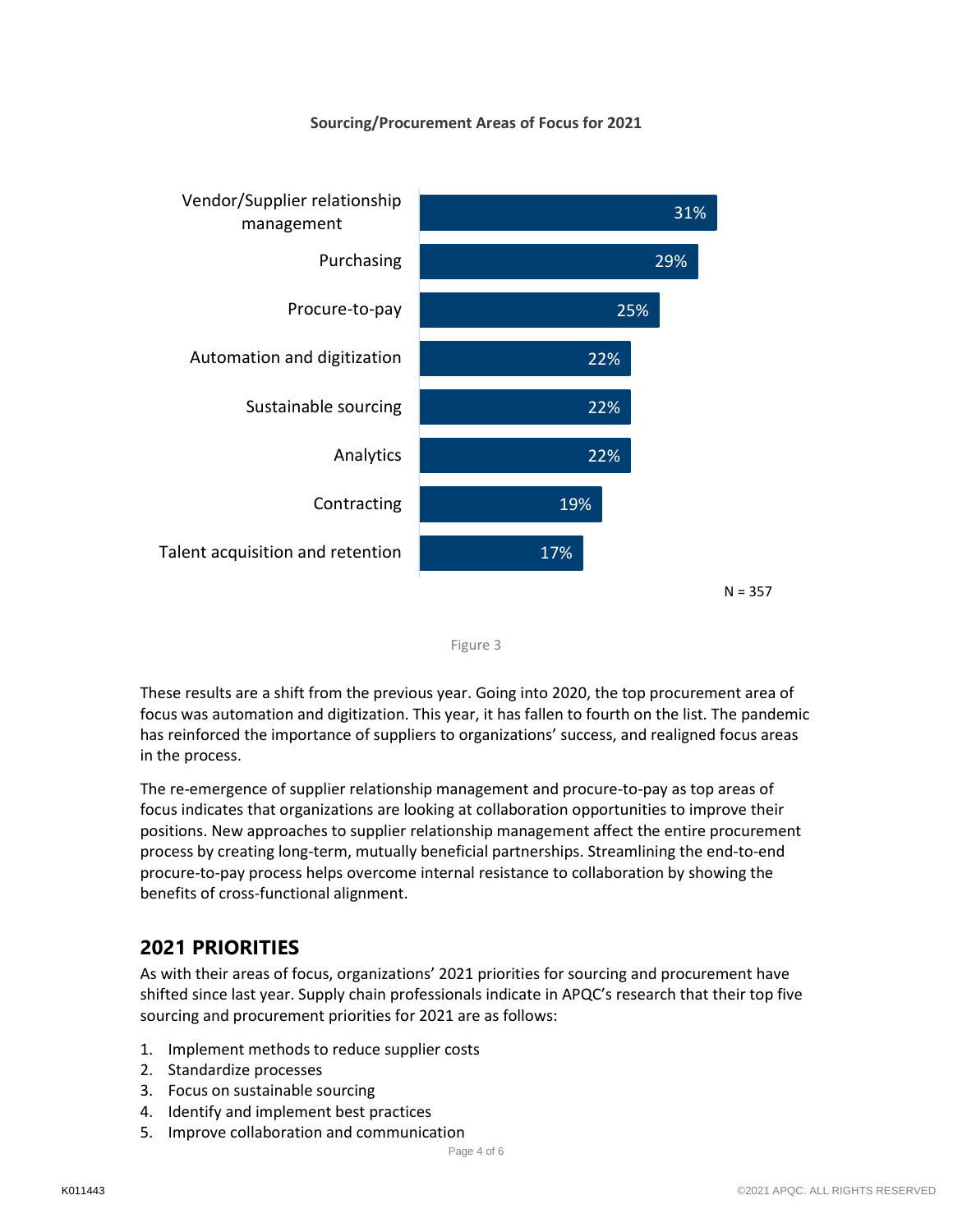**Sourcing/Procurement Areas of Focus for 2021**

| Area of Focus | Percentage |
|---|---|
| Vendor/Supplier relationship management | 31% |
| Purchasing | 29% |
| Procure-to-pay | 25% |
| Automation and digitization | 22% |
| Sustainable sourcing | 22% |
| Analytics | 22% |
| Contracting | 19% |
| Talent acquisition and retention | 17% |

N = 357

Figure 3

These results are a shift from the previous year. Going into 2020, the top procurement area of focus was automation and digitization. This year, it has fallen to fourth on the list. The pandemic has reinforced the importance of suppliers to organizations' success, and realigned focus areas in the process.

The re-emergence of supplier relationship management and procure-to-pay as top areas of focus indicates that organizations are looking at collaboration opportunities to improve their positions. New approaches to supplier relationship management affect the entire procurement process by creating long-term, mutually beneficial partnerships. Streamlining the end-to-end procure-to-pay process helps overcome internal resistance to collaboration by showing the benefits of cross-functional alignment.

## 2021 PRIORITIES

As with their areas of focus, organizations' 2021 priorities for sourcing and procurement have shifted since last year. Supply chain professionals indicate in APQC's research that their top five sourcing and procurement priorities for 2021 are as follows:

1. Implement methods to reduce supplier costs
2. Standardize processes
3. Focus on sustainable sourcing
4. Identify and implement best practices
5. Improve collaboration and communication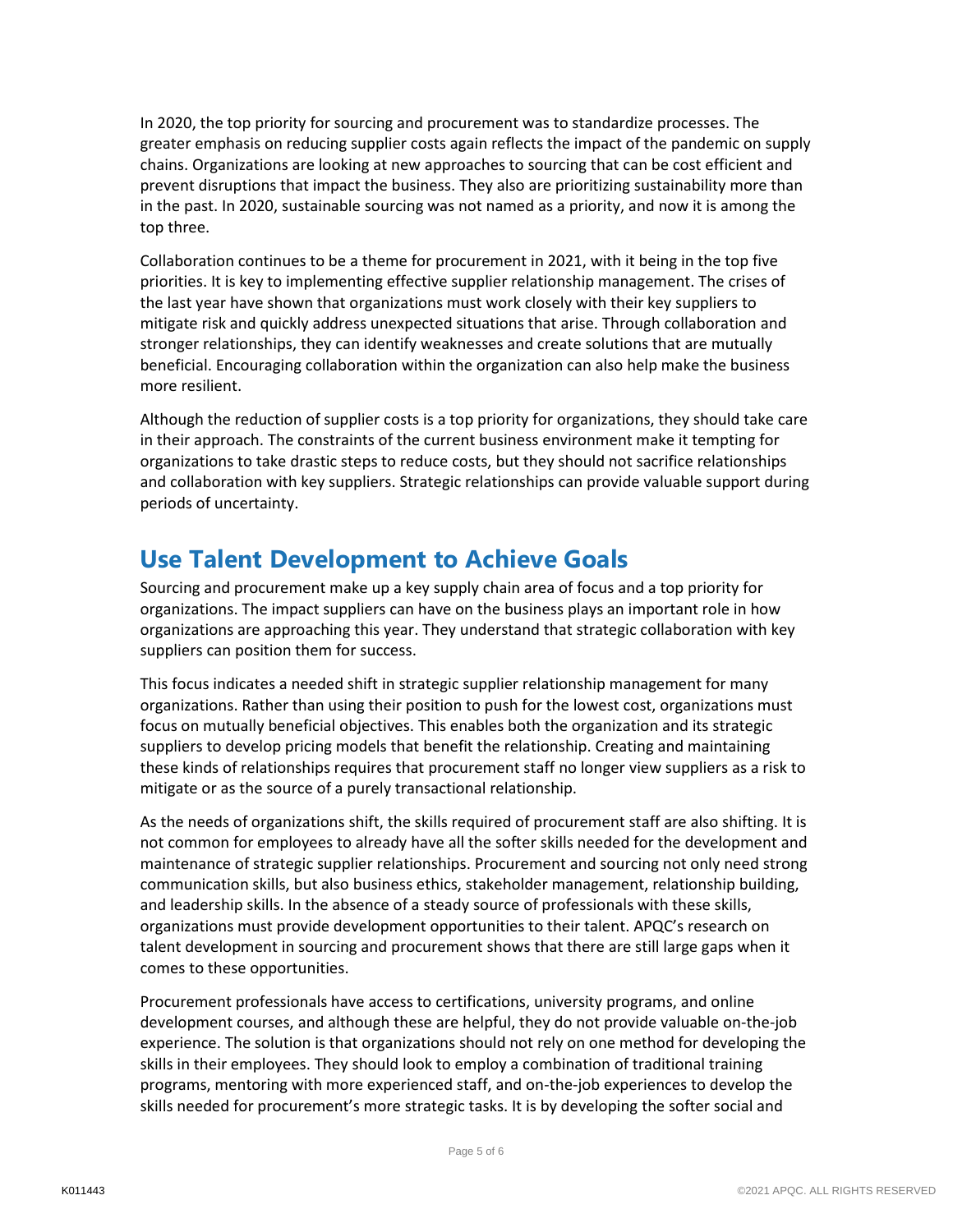In 2020, the top priority for sourcing and procurement was to standardize processes. The greater emphasis on reducing supplier costs again reflects the impact of the pandemic on supply chains. Organizations are looking at new approaches to sourcing that can be cost efficient and prevent disruptions that impact the business. They also are prioritizing sustainability more than in the past. In 2020, sustainable sourcing was not named as a priority, and now it is among the top three.

Collaboration continues to be a theme for procurement in 2021, with it being in the top five priorities. It is key to implementing effective supplier relationship management. The crises of the last year have shown that organizations must work closely with their key suppliers to mitigate risk and quickly address unexpected situations that arise. Through collaboration and stronger relationships, they can identify weaknesses and create solutions that are mutually beneficial. Encouraging collaboration within the organization can also help make the business more resilient.

Although the reduction of supplier costs is a top priority for organizations, they should take care in their approach. The constraints of the current business environment make it tempting for organizations to take drastic steps to reduce costs, but they should not sacrifice relationships and collaboration with key suppliers. Strategic relationships can provide valuable support during periods of uncertainty.

## Use Talent Development to Achieve Goals

Sourcing and procurement make up a key supply chain area of focus and a top priority for organizations. The impact suppliers can have on the business plays an important role in how organizations are approaching this year. They understand that strategic collaboration with key suppliers can position them for success.

This focus indicates a needed shift in strategic supplier relationship management for many organizations. Rather than using their position to push for the lowest cost, organizations must focus on mutually beneficial objectives. This enables both the organization and its strategic suppliers to develop pricing models that benefit the relationship. Creating and maintaining these kinds of relationships requires that procurement staff no longer view suppliers as a risk to mitigate or as the source of a purely transactional relationship.

As the needs of organizations shift, the skills required of procurement staff are also shifting. It is not common for employees to already have all the softer skills needed for the development and maintenance of strategic supplier relationships. Procurement and sourcing not only need strong communication skills, but also business ethics, stakeholder management, relationship building, and leadership skills. In the absence of a steady source of professionals with these skills, organizations must provide development opportunities to their talent. APQC's research on talent development in sourcing and procurement shows that there are still large gaps when it comes to these opportunities.

Procurement professionals have access to certifications, university programs, and online development courses, and although these are helpful, they do not provide valuable on-the-job experience. The solution is that organizations should not rely on one method for developing the skills in their employees. They should look to employ a combination of traditional training programs, mentoring with more experienced staff, and on-the-job experiences to develop the skills needed for procurement's more strategic tasks. It is by developing the softer social and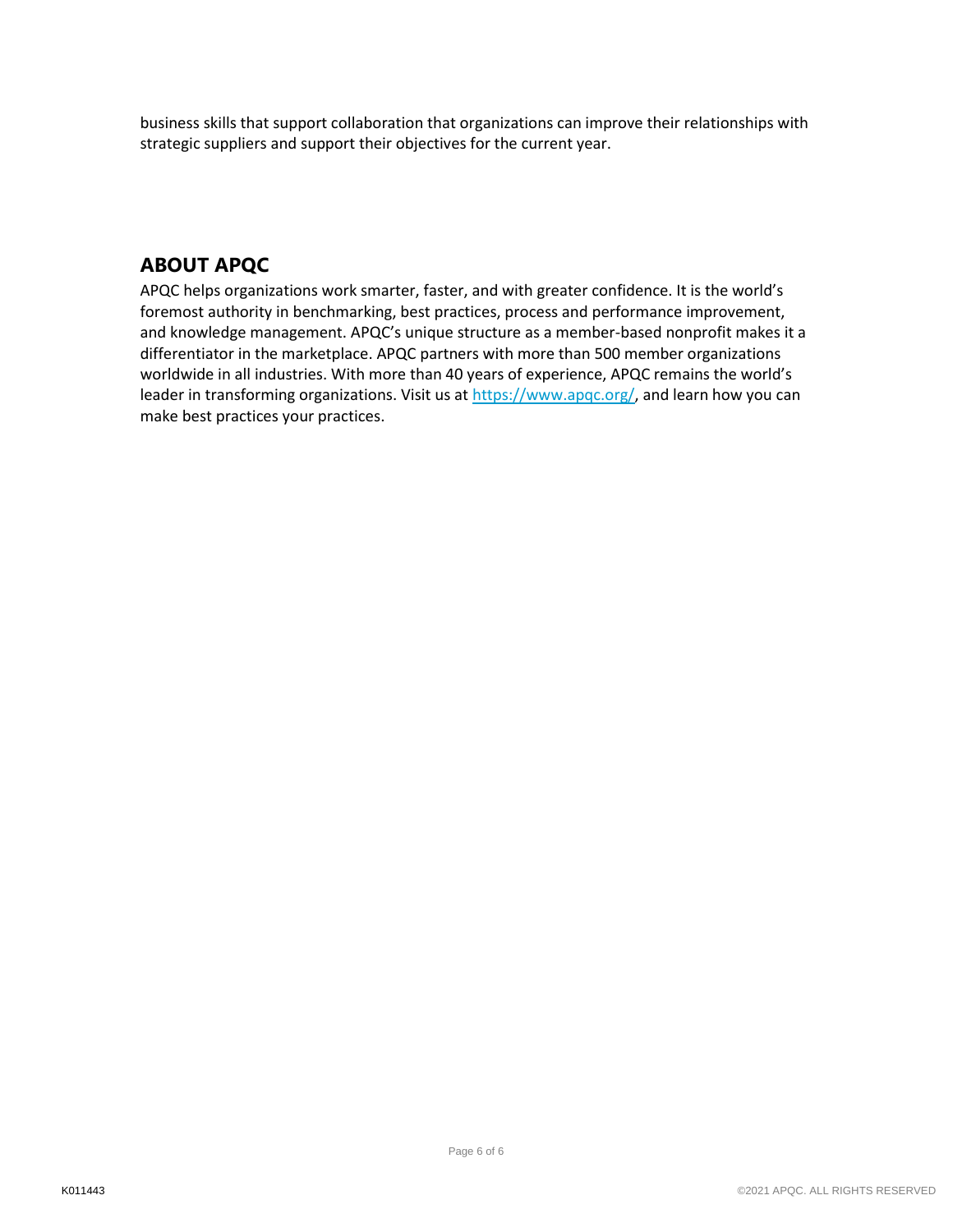business skills that support collaboration that organizations can improve their relationships with strategic suppliers and support their objectives for the current year.

## ABOUT APQC

APQC helps organizations work smarter, faster, and with greater confidence. It is the world's foremost authority in benchmarking, best practices, process and performance improvement, and knowledge management. APQC's unique structure as a member-based nonprofit makes it a differentiator in the marketplace. APQC partners with more than 500 member organizations worldwide in all industries. With more than 40 years of experience, APQC remains the world's leader in transforming organizations. Visit us at [https://www.apqc.org/](https://www.apqc.org/), and learn how you can make best practices your practices.